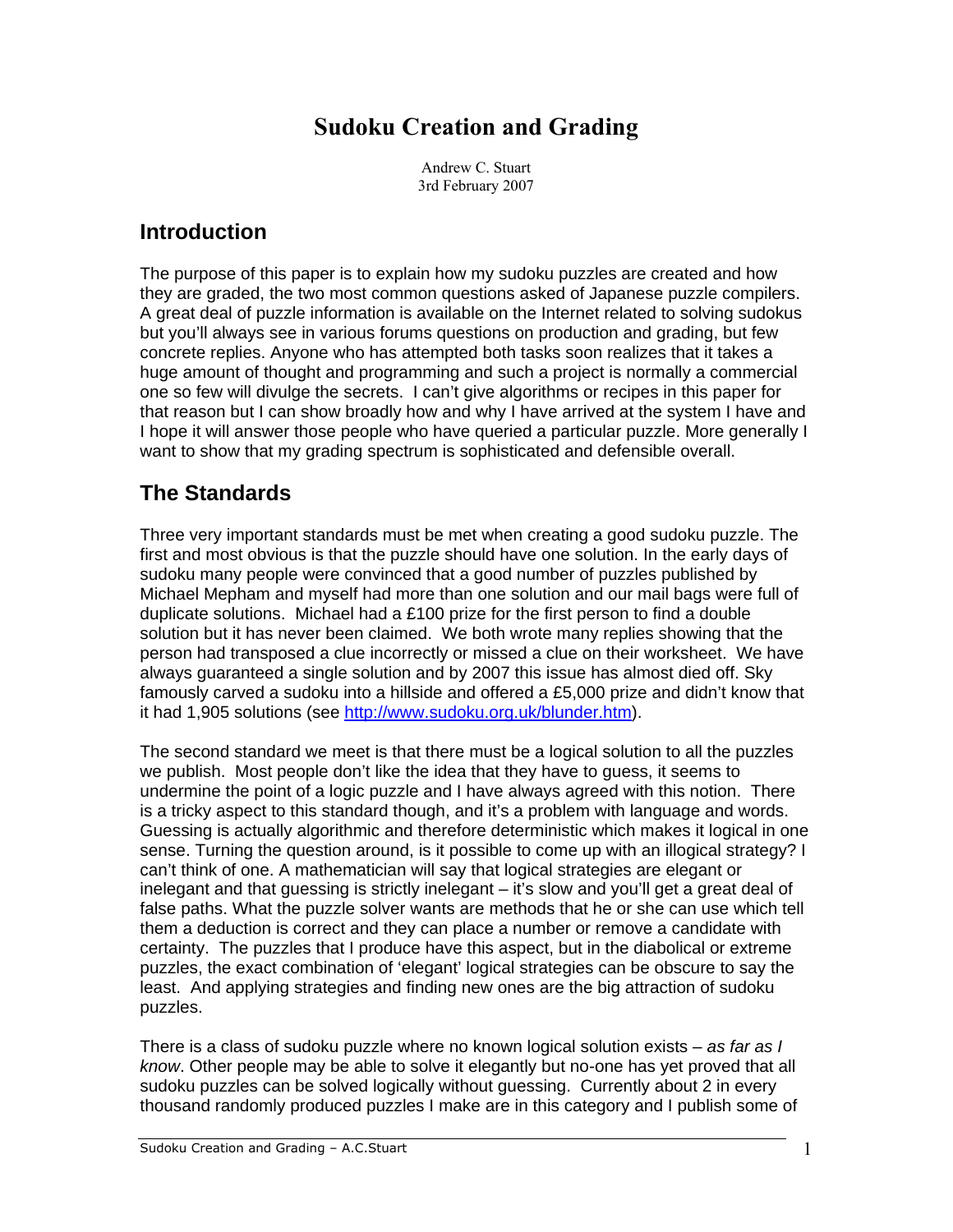# Sudoku Creation and Grading

Andrew C. Stuart
3rd February 2007

## Introduction

The purpose of this paper is to explain how my sudoku puzzles are created and how they are graded, the two most common questions asked of Japanese puzzle compilers. A great deal of puzzle information is available on the Internet related to solving sudokus but you'll always see in various forums questions on production and grading, but few concrete replies. Anyone who has attempted both tasks soon realizes that it takes a huge amount of thought and programming and such a project is normally a commercial one so few will divulge the secrets. I can't give algorithms or recipes in this paper for that reason but I can show broadly how and why I have arrived at the system I have and I hope it will answer those people who have queried a particular puzzle. More generally I want to show that my grading spectrum is sophisticated and defensible overall.

## The Standards

Three very important standards must be met when creating a good sudoku puzzle. The first and most obvious is that the puzzle should have one solution. In the early days of sudoku many people were convinced that a good number of puzzles published by Michael Mepham and myself had more than one solution and our mail bags were full of duplicate solutions. Michael had a £100 prize for the first person to find a double solution but it has never been claimed. We both wrote many replies showing that the person had transposed a clue incorrectly or missed a clue on their worksheet. We have always guaranteed a single solution and by 2007 this issue has almost died off. Sky famously carved a sudoku into a hillside and offered a £5,000 prize and didn't know that it had 1,905 solutions (see [http://www.sudoku.org.uk/blunder.htm](http://www.sudoku.org.uk/blunder.htm)).

The second standard we meet is that there must be a logical solution to all the puzzles we publish. Most people don't like the idea that they have to guess, it seems to undermine the point of a logic puzzle and I have always agreed with this notion. There is a tricky aspect to this standard though, and it's a problem with language and words. Guessing is actually algorithmic and therefore deterministic which makes it logical in one sense. Turning the question around, is it possible to come up with an illogical strategy? I can't think of one. A mathematician will say that logical strategies are elegant or inelegant and that guessing is strictly inelegant – it's slow and you'll get a great deal of false paths. What the puzzle solver wants are methods that he or she can use which tell them a deduction is correct and they can place a number or remove a candidate with certainty. The puzzles that I produce have this aspect, but in the diabolical or extreme puzzles, the exact combination of 'elegant' logical strategies can be obscure to say the least. And applying strategies and finding new ones are the big attraction of sudoku puzzles.

There is a class of sudoku puzzle where no known logical solution exists – *as far as I know*. Other people may be able to solve it elegantly but no-one has yet proved that all sudoku puzzles can be solved logically without guessing. Currently about 2 in every thousand randomly produced puzzles I make are in this category and I publish some of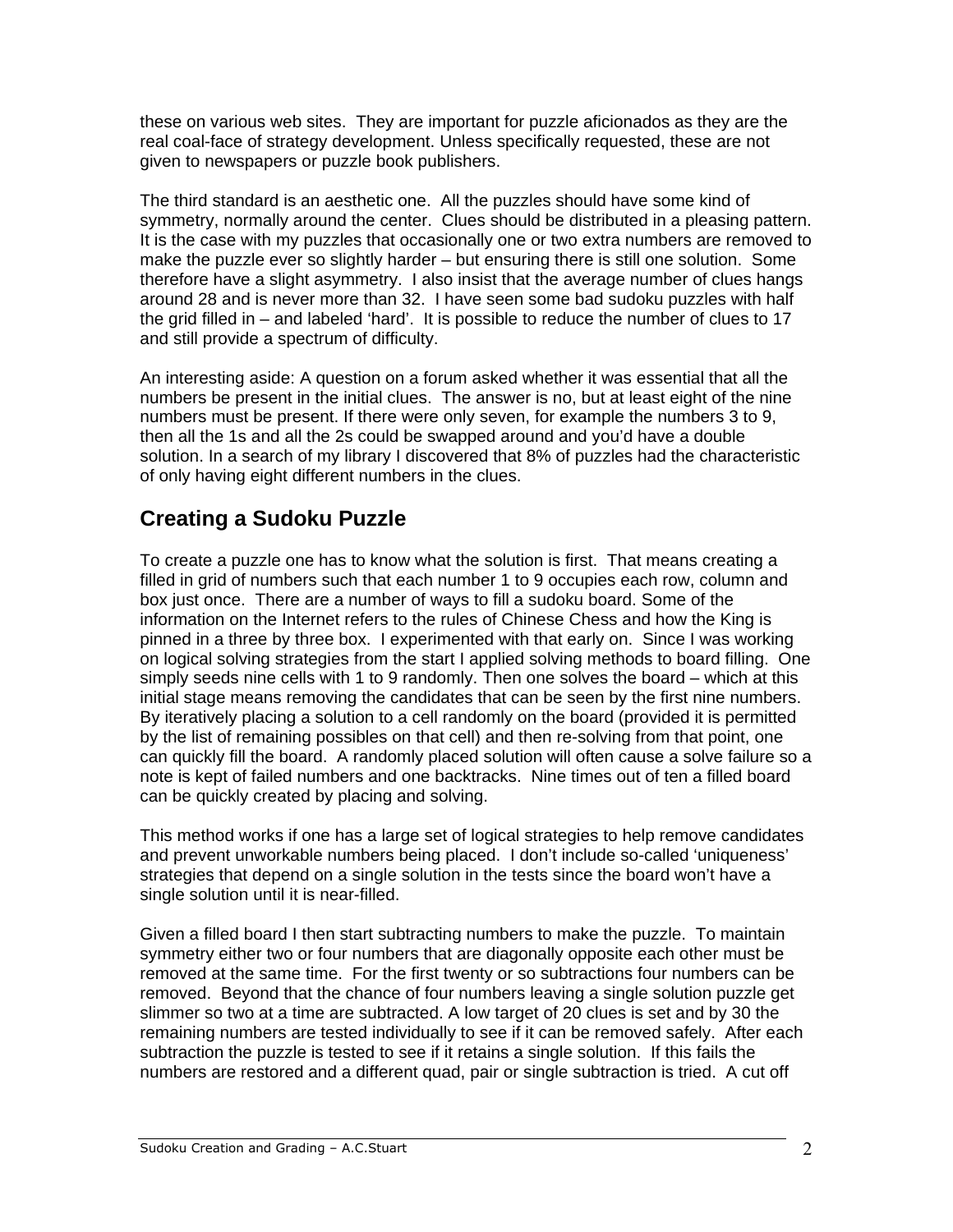these on various web sites. They are important for puzzle aficionados as they are the real coal-face of strategy development. Unless specifically requested, these are not given to newspapers or puzzle book publishers.

The third standard is an aesthetic one. All the puzzles should have some kind of symmetry, normally around the center. Clues should be distributed in a pleasing pattern. It is the case with my puzzles that occasionally one or two extra numbers are removed to make the puzzle ever so slightly harder – but ensuring there is still one solution. Some therefore have a slight asymmetry. I also insist that the average number of clues hangs around 28 and is never more than 32. I have seen some bad sudoku puzzles with half the grid filled in – and labeled 'hard'. It is possible to reduce the number of clues to 17 and still provide a spectrum of difficulty.

An interesting aside: A question on a forum asked whether it was essential that all the numbers be present in the initial clues. The answer is no, but at least eight of the nine numbers must be present. If there were only seven, for example the numbers 3 to 9, then all the 1s and all the 2s could be swapped around and you'd have a double solution. In a search of my library I discovered that 8% of puzzles had the characteristic of only having eight different numbers in the clues.

## Creating a Sudoku Puzzle

To create a puzzle one has to know what the solution is first. That means creating a filled in grid of numbers such that each number 1 to 9 occupies each row, column and box just once. There are a number of ways to fill a sudoku board. Some of the information on the Internet refers to the rules of Chinese Chess and how the King is pinned in a three by three box. I experimented with that early on. Since I was working on logical solving strategies from the start I applied solving methods to board filling. One simply seeds nine cells with 1 to 9 randomly. Then one solves the board – which at this initial stage means removing the candidates that can be seen by the first nine numbers. By iteratively placing a solution to a cell randomly on the board (provided it is permitted by the list of remaining possibles on that cell) and then re-solving from that point, one can quickly fill the board. A randomly placed solution will often cause a solve failure so a note is kept of failed numbers and one backtracks. Nine times out of ten a filled board can be quickly created by placing and solving.

This method works if one has a large set of logical strategies to help remove candidates and prevent unworkable numbers being placed. I don't include so-called 'uniqueness' strategies that depend on a single solution in the tests since the board won't have a single solution until it is near-filled.

Given a filled board I then start subtracting numbers to make the puzzle. To maintain symmetry either two or four numbers that are diagonally opposite each other must be removed at the same time. For the first twenty or so subtractions four numbers can be removed. Beyond that the chance of four numbers leaving a single solution puzzle get slimmer so two at a time are subtracted. A low target of 20 clues is set and by 30 the remaining numbers are tested individually to see if it can be removed safely. After each subtraction the puzzle is tested to see if it retains a single solution. If this fails the numbers are restored and a different quad, pair or single subtraction is tried. A cut off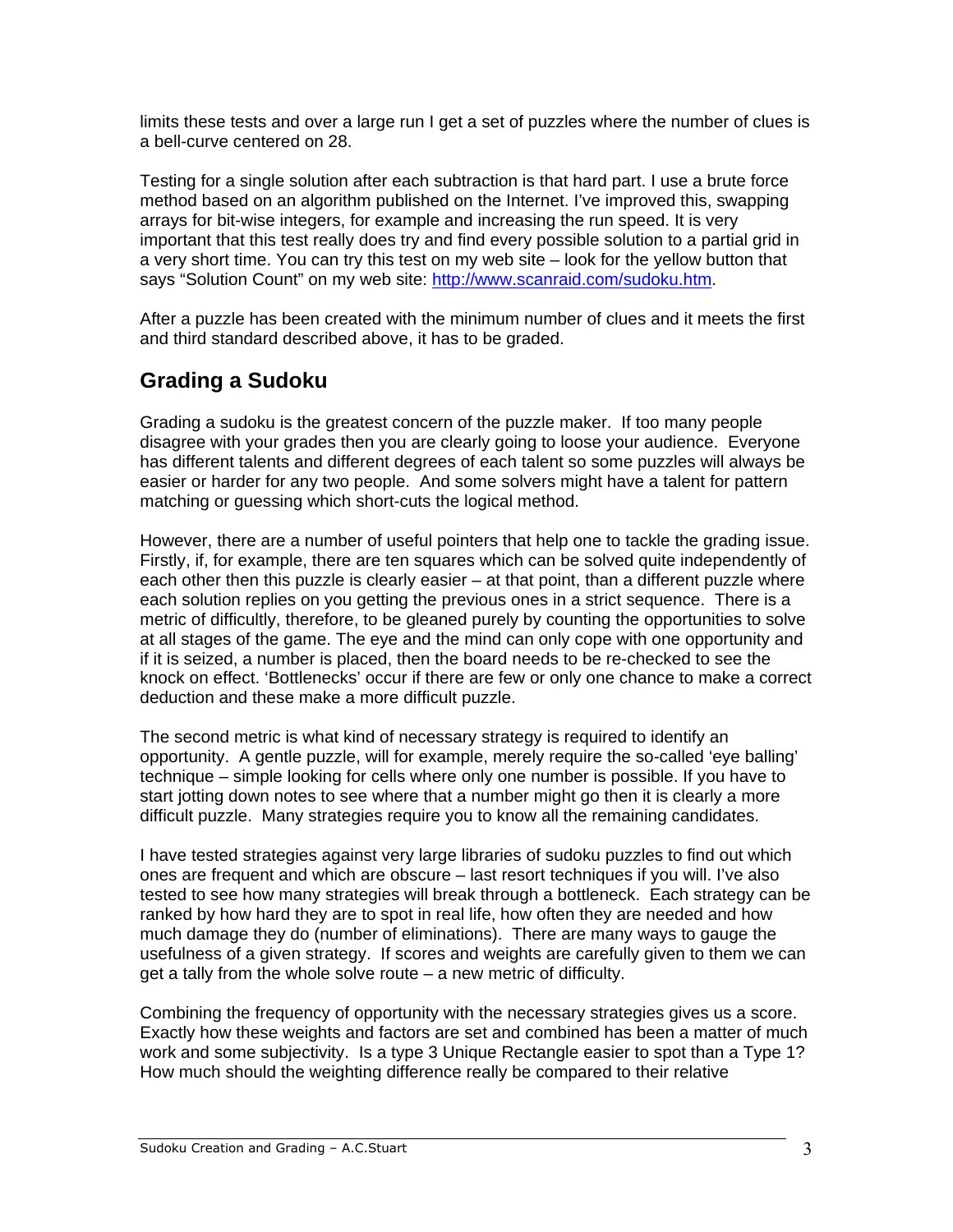limits these tests and over a large run I get a set of puzzles where the number of clues is a bell-curve centered on 28.

Testing for a single solution after each subtraction is that hard part. I use a brute force method based on an algorithm published on the Internet. I've improved this, swapping arrays for bit-wise integers, for example and increasing the run speed. It is very important that this test really does try and find every possible solution to a partial grid in a very short time. You can try this test on my web site – look for the yellow button that says "Solution Count" on my web site: [http://www.scanraid.com/sudoku.htm](http://www.scanraid.com/sudoku.htm).

After a puzzle has been created with the minimum number of clues and it meets the first and third standard described above, it has to be graded.

## Grading a Sudoku

Grading a sudoku is the greatest concern of the puzzle maker. If too many people disagree with your grades then you are clearly going to loose your audience. Everyone has different talents and different degrees of each talent so some puzzles will always be easier or harder for any two people. And some solvers might have a talent for pattern matching or guessing which short-cuts the logical method.

However, there are a number of useful pointers that help one to tackle the grading issue. Firstly, if, for example, there are ten squares which can be solved quite independently of each other then this puzzle is clearly easier – at that point, than a different puzzle where each solution replies on you getting the previous ones in a strict sequence. There is a metric of difficultly, therefore, to be gleaned purely by counting the opportunities to solve at all stages of the game. The eye and the mind can only cope with one opportunity and if it is seized, a number is placed, then the board needs to be re-checked to see the knock on effect. 'Bottlenecks' occur if there are few or only one chance to make a correct deduction and these make a more difficult puzzle.

The second metric is what kind of necessary strategy is required to identify an opportunity. A gentle puzzle, will for example, merely require the so-called 'eye balling' technique – simple looking for cells where only one number is possible. If you have to start jotting down notes to see where that a number might go then it is clearly a more difficult puzzle. Many strategies require you to know all the remaining candidates.

I have tested strategies against very large libraries of sudoku puzzles to find out which ones are frequent and which are obscure – last resort techniques if you will. I've also tested to see how many strategies will break through a bottleneck. Each strategy can be ranked by how hard they are to spot in real life, how often they are needed and how much damage they do (number of eliminations). There are many ways to gauge the usefulness of a given strategy. If scores and weights are carefully given to them we can get a tally from the whole solve route – a new metric of difficulty.

Combining the frequency of opportunity with the necessary strategies gives us a score. Exactly how these weights and factors are set and combined has been a matter of much work and some subjectivity. Is a type 3 Unique Rectangle easier to spot than a Type 1? How much should the weighting difference really be compared to their relative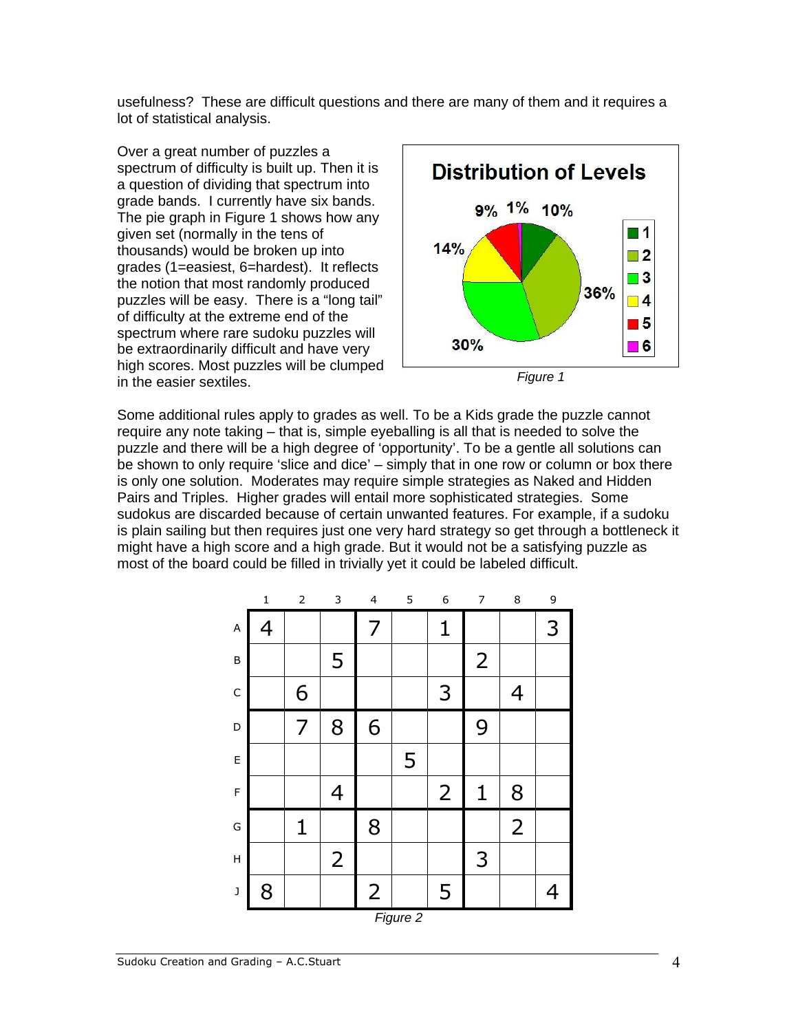usefulness? These are difficult questions and there are many of them and it requires a lot of statistical analysis.

Over a great number of puzzles a spectrum of difficulty is built up. Then it is a question of dividing that spectrum into grade bands. I currently have six bands. The pie graph in Figure 1 shows how any given set (normally in the tens of thousands) would be broken up into grades (1=easiest, 6=hardest). It reflects the notion that most randomly produced puzzles will be easy. There is a "long tail" of difficulty at the extreme end of the spectrum where rare sudoku puzzles will be extraordinarily difficult and have very high scores. Most puzzles will be clumped in the easier sextiles.

**Distribution of Levels**

| Level | Percentage |
|---|---|
| 1 | 10% |
| 2 | 36% |
| 3 | 30% |
| 4 | 14% |
| 5 | 9% |
| 6 | 1% |

*Figure 1*

Some additional rules apply to grades as well. To be a Kids grade the puzzle cannot require any note taking – that is, simple eyeballing is all that is needed to solve the puzzle and there will be a high degree of 'opportunity'. To be a gentle all solutions can be shown to only require 'slice and dice' – simply that in one row or column or box there is only one solution. Moderates may require simple strategies as Naked and Hidden Pairs and Triples. Higher grades will entail more sophisticated strategies. Some sudokus are discarded because of certain unwanted features. For example, if a sudoku is plain sailing but then requires just one very hard strategy so get through a bottleneck it might have a high score and a high grade. But it would not be a satisfying puzzle as most of the board could be filled in trivially yet it could be labeled difficult.

| | 1 | 2 | 3 | 4 | 5 | 6 | 7 | 8 | 9 |
|---|---|---|---|---|---|---|---|---|---|
| A | 4 | | | 7 | | 1 | | | 3 |
| B | | | 5 | | | | 2 | | |
| C | | 6 | | | | 3 | | 4 | |
| D | | 7 | 8 | 6 | | | 9 | | |
| E | | | | | 5 | | | | |
| F | | | 4 | | | 2 | 1 | 8 | |
| G | | 1 | | 8 | | | | 2 | |
| H | | | 2 | | | | 3 | | |
| J | 8 | | | 2 | | 5 | | | 4 |

*Figure 2*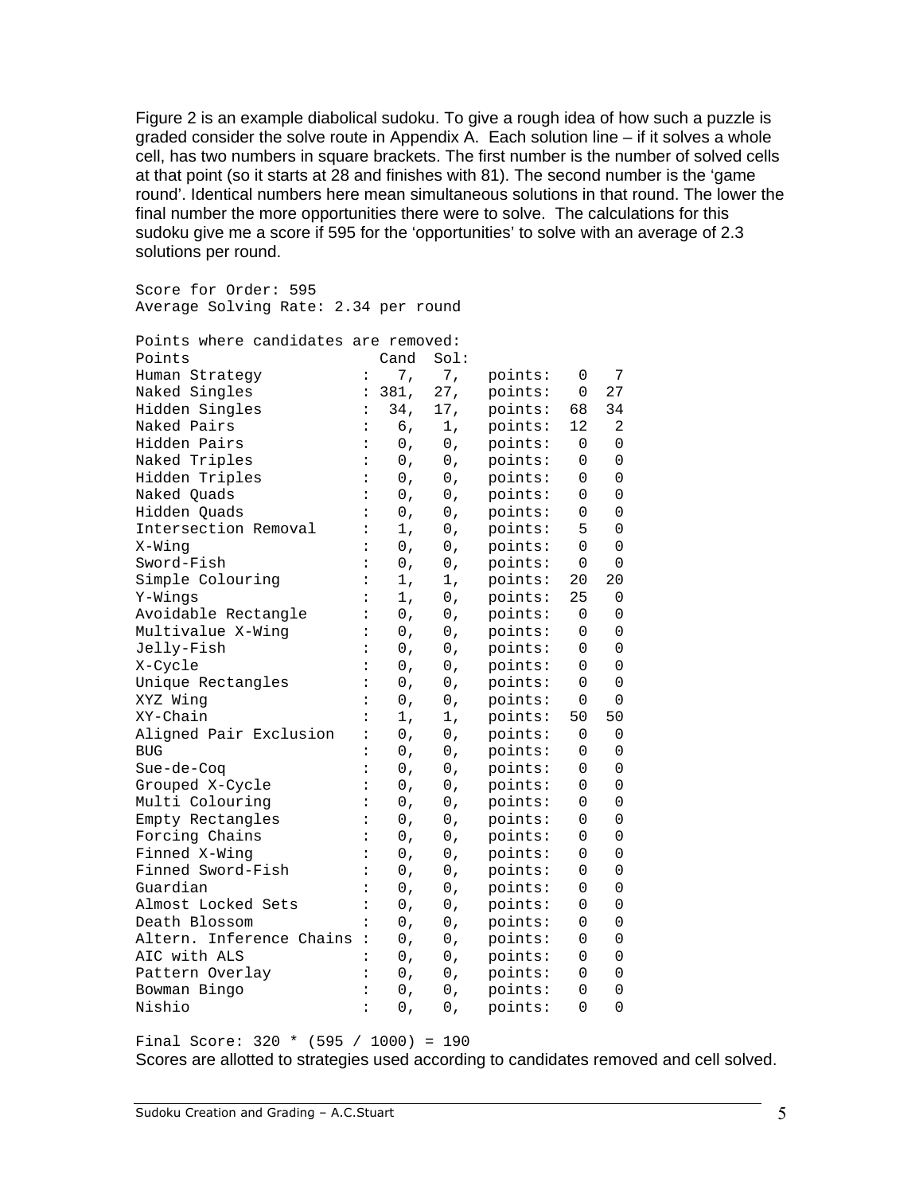Figure 2 is an example diabolical sudoku. To give a rough idea of how such a puzzle is graded consider the solve route in Appendix A. Each solution line – if it solves a whole cell, has two numbers in square brackets. The first number is the number of solved cells at that point (so it starts at 28 and finishes with 81). The second number is the 'game round'. Identical numbers here mean simultaneous solutions in that round. The lower the final number the more opportunities there were to solve. The calculations for this sudoku give me a score if 595 for the 'opportunities' to solve with an average of 2.3 solutions per round.

```
Score for Order: 595
Average Solving Rate: 2.34 per round

Points where candidates are removed:
Points                     Cand  Sol:
Human Strategy          :   7,   7,   points:   0   7
Naked Singles           : 381,  27,   points:   0  27
Hidden Singles          :  34,  17,   points:  68  34
Naked Pairs             :   6,   1,   points:  12   2
Hidden Pairs            :   0,   0,   points:   0   0
Naked Triples           :   0,   0,   points:   0   0
Hidden Triples          :   0,   0,   points:   0   0
Naked Quads             :   0,   0,   points:   0   0
Hidden Quads            :   0,   0,   points:   0   0
Intersection Removal    :   1,   0,   points:   5   0
X-Wing                  :   0,   0,   points:   0   0
Sword-Fish              :   0,   0,   points:   0   0
Simple Colouring        :   1,   1,   points:  20  20
Y-Wings                 :   1,   0,   points:  25   0
Avoidable Rectangle     :   0,   0,   points:   0   0
Multivalue X-Wing       :   0,   0,   points:   0   0
Jelly-Fish              :   0,   0,   points:   0   0
X-Cycle                 :   0,   0,   points:   0   0
Unique Rectangles       :   0,   0,   points:   0   0
XYZ Wing                :   0,   0,   points:   0   0
XY-Chain                :   1,   1,   points:  50  50
Aligned Pair Exclusion  :   0,   0,   points:   0   0
BUG                     :   0,   0,   points:   0   0
Sue-de-Coq              :   0,   0,   points:   0   0
Grouped X-Cycle         :   0,   0,   points:   0   0
Multi Colouring         :   0,   0,   points:   0   0
Empty Rectangles        :   0,   0,   points:   0   0
Forcing Chains          :   0,   0,   points:   0   0
Finned X-Wing           :   0,   0,   points:   0   0
Finned Sword-Fish       :   0,   0,   points:   0   0
Guardian                :   0,   0,   points:   0   0
Almost Locked Sets      :   0,   0,   points:   0   0
Death Blossom           :   0,   0,   points:   0   0
Altern. Inference Chains :  0,   0,   points:   0   0
AIC with ALS            :   0,   0,   points:   0   0
Pattern Overlay         :   0,   0,   points:   0   0
Bowman Bingo            :   0,   0,   points:   0   0
Nishio                  :   0,   0,   points:   0   0

Final Score: 320 * (595 / 1000) = 190
```

Scores are allotted to strategies used according to candidates removed and cell solved.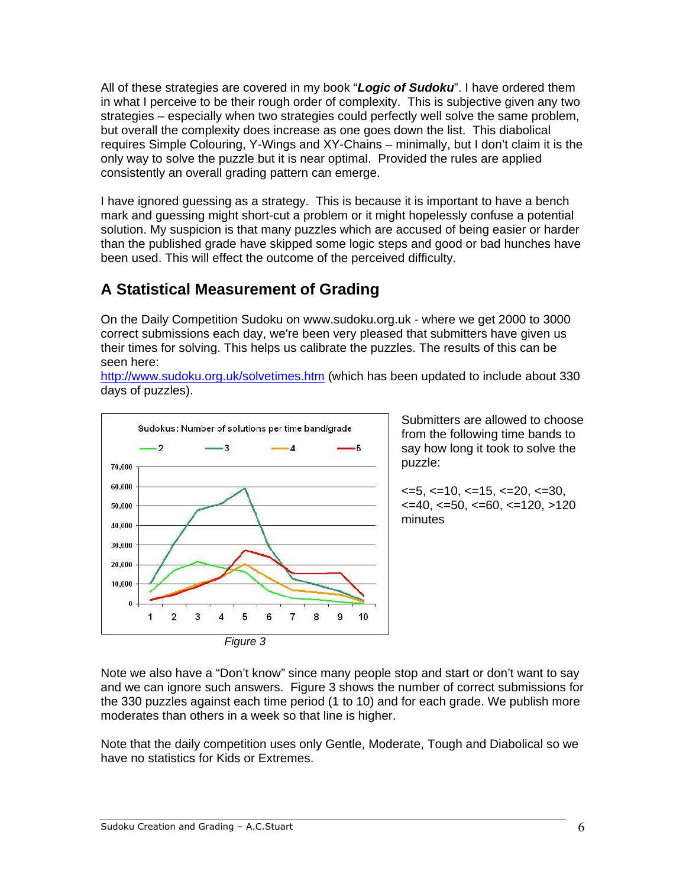All of these strategies are covered in my book "***Logic of Sudoku***". I have ordered them in what I perceive to be their rough order of complexity. This is subjective given any two strategies – especially when two strategies could perfectly well solve the same problem, but overall the complexity does increase as one goes down the list. This diabolical requires Simple Colouring, Y-Wings and XY-Chains – minimally, but I don't claim it is the only way to solve the puzzle but it is near optimal. Provided the rules are applied consistently an overall grading pattern can emerge.

I have ignored guessing as a strategy. This is because it is important to have a bench mark and guessing might short-cut a problem or it might hopelessly confuse a potential solution. My suspicion is that many puzzles which are accused of being easier or harder than the published grade have skipped some logic steps and good or bad hunches have been used. This will effect the outcome of the perceived difficulty.

## A Statistical Measurement of Grading

On the Daily Competition Sudoku on www.sudoku.org.uk - where we get 2000 to 3000 correct submissions each day, we're been very pleased that submitters have given us their times for solving. This helps us calibrate the puzzles. The results of this can be seen here:
http://www.sudoku.org.uk/solvetimes.htm (which has been updated to include about 330 days of puzzles).

Sudokus: Number of solutions per time band/grade

*Figure 3*

Submitters are allowed to choose from the following time bands to say how long it took to solve the puzzle:

<=5, <=10, <=15, <=20, <=30, <=40, <=50, <=60, <=120, >120 minutes

Note we also have a "Don't know" since many people stop and start or don't want to say and we can ignore such answers. Figure 3 shows the number of correct submissions for the 330 puzzles against each time period (1 to 10) and for each grade. We publish more moderates than others in a week so that line is higher.

Note that the daily competition uses only Gentle, Moderate, Tough and Diabolical so we have no statistics for Kids or Extremes.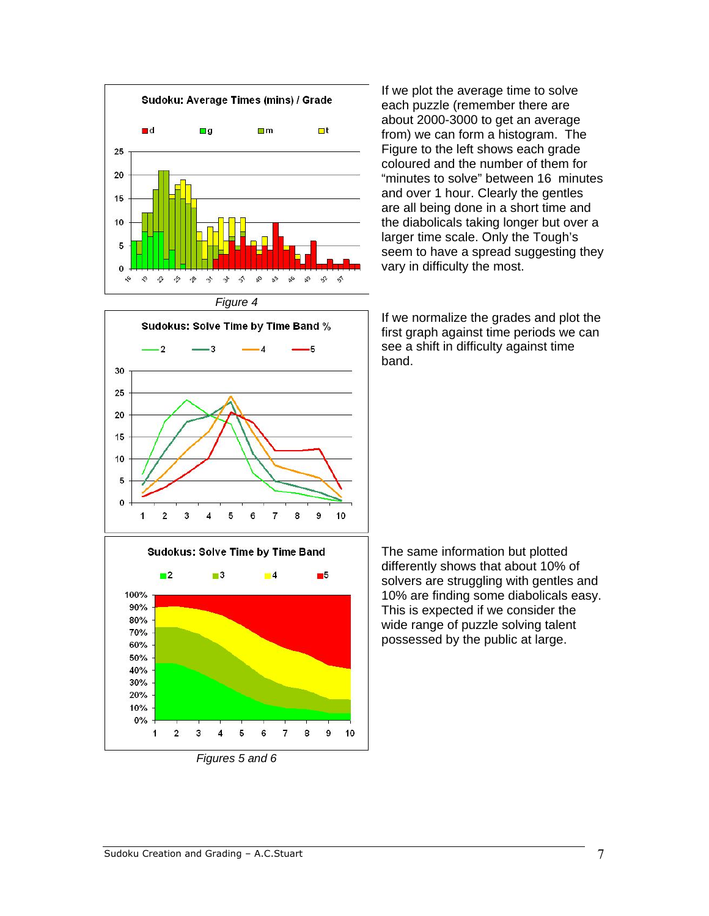If we plot the average time to solve each puzzle (remember there are about 2000-3000 to get an average from) we can form a histogram. The Figure to the left shows each grade coloured and the number of them for "minutes to solve" between 16 minutes and over 1 hour. Clearly the gentles are all being done in a short time and the diabolicals taking longer but over a larger time scale. Only the Tough's seem to have a spread suggesting they vary in difficulty the most.

*Figure 4*

If we normalize the grades and plot the first graph against time periods we can see a shift in difficulty against time band.

The same information but plotted differently shows that about 10% of solvers are struggling with gentles and 10% are finding some diabolicals easy. This is expected if we consider the wide range of puzzle solving talent possessed by the public at large.

*Figures 5 and 6*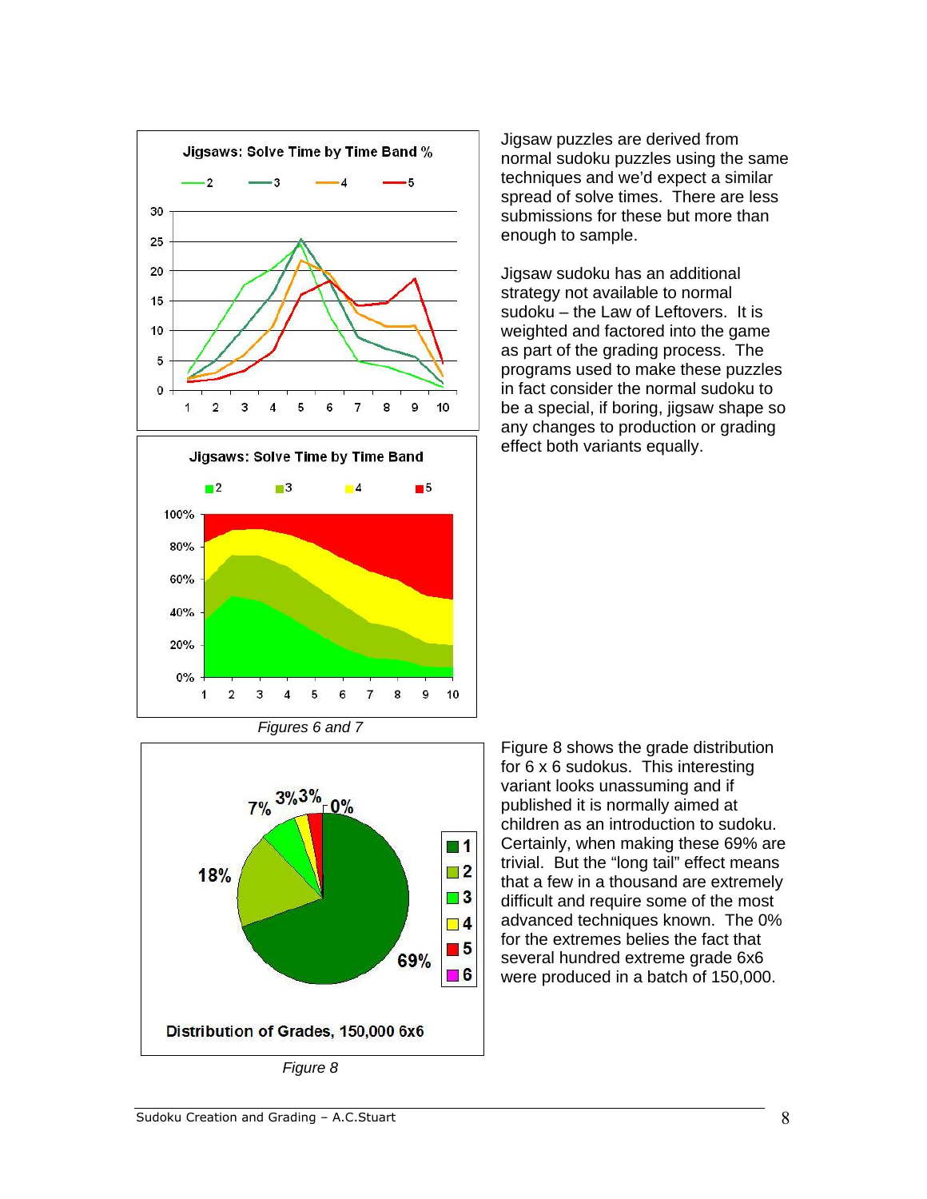Jigsaw puzzles are derived from normal sudoku puzzles using the same techniques and we'd expect a similar spread of solve times. There are less submissions for these but more than enough to sample.

Jigsaw sudoku has an additional strategy not available to normal sudoku – the Law of Leftovers. It is weighted and factored into the game as part of the grading process. The programs used to make these puzzles in fact consider the normal sudoku to be a special, if boring, jigsaw shape so any changes to production or grading effect both variants equally.

*Figures 6 and 7*

Figure 8 shows the grade distribution for 6 x 6 sudokus. This interesting variant looks unassuming and if published it is normally aimed at children as an introduction to sudoku. Certainly, when making these 69% are trivial. But the "long tail" effect means that a few in a thousand are extremely difficult and require some of the most advanced techniques known. The 0% for the extremes belies the fact that several hundred extreme grade 6x6 were produced in a batch of 150,000.

*Figure 8*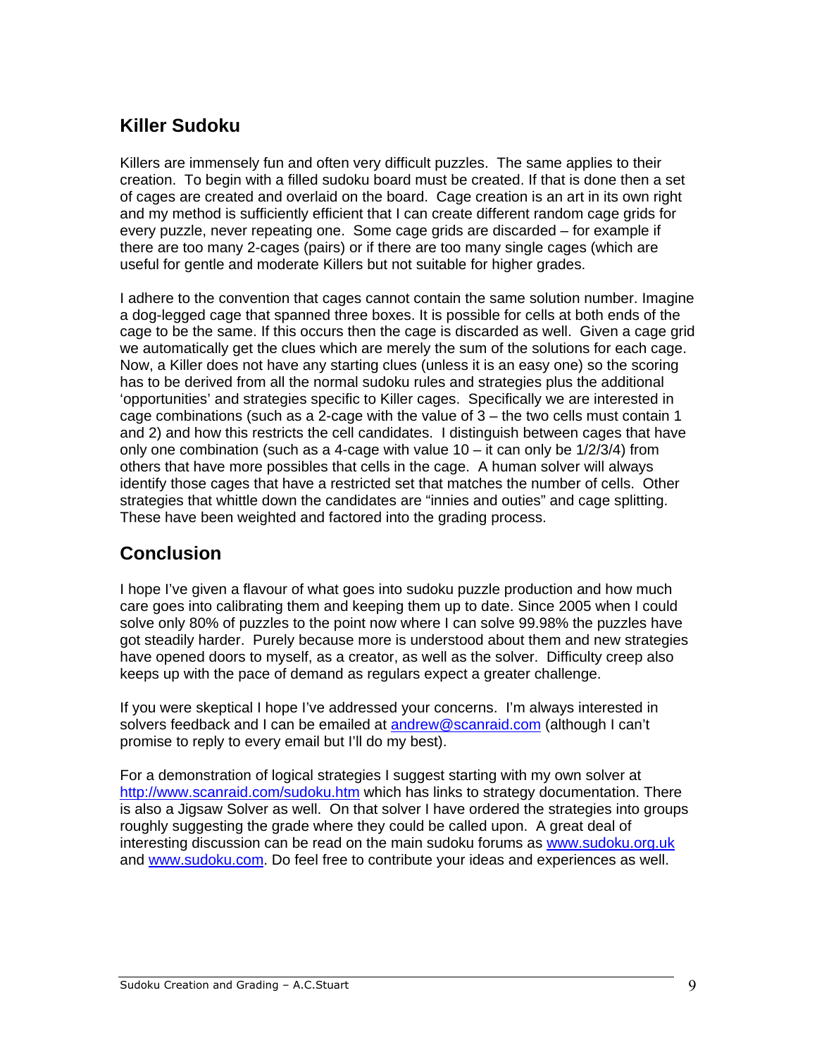## Killer Sudoku

Killers are immensely fun and often very difficult puzzles. The same applies to their creation. To begin with a filled sudoku board must be created. If that is done then a set of cages are created and overlaid on the board. Cage creation is an art in its own right and my method is sufficiently efficient that I can create different random cage grids for every puzzle, never repeating one. Some cage grids are discarded – for example if there are too many 2-cages (pairs) or if there are too many single cages (which are useful for gentle and moderate Killers but not suitable for higher grades.

I adhere to the convention that cages cannot contain the same solution number. Imagine a dog-legged cage that spanned three boxes. It is possible for cells at both ends of the cage to be the same. If this occurs then the cage is discarded as well. Given a cage grid we automatically get the clues which are merely the sum of the solutions for each cage. Now, a Killer does not have any starting clues (unless it is an easy one) so the scoring has to be derived from all the normal sudoku rules and strategies plus the additional 'opportunities' and strategies specific to Killer cages. Specifically we are interested in cage combinations (such as a 2-cage with the value of 3 – the two cells must contain 1 and 2) and how this restricts the cell candidates. I distinguish between cages that have only one combination (such as a 4-cage with value 10 – it can only be 1/2/3/4) from others that have more possibles that cells in the cage. A human solver will always identify those cages that have a restricted set that matches the number of cells. Other strategies that whittle down the candidates are "innies and outies" and cage splitting. These have been weighted and factored into the grading process.

## Conclusion

I hope I've given a flavour of what goes into sudoku puzzle production and how much care goes into calibrating them and keeping them up to date. Since 2005 when I could solve only 80% of puzzles to the point now where I can solve 99.98% the puzzles have got steadily harder. Purely because more is understood about them and new strategies have opened doors to myself, as a creator, as well as the solver. Difficulty creep also keeps up with the pace of demand as regulars expect a greater challenge.

If you were skeptical I hope I've addressed your concerns. I'm always interested in solvers feedback and I can be emailed at andrew@scanraid.com (although I can't promise to reply to every email but I'll do my best).

For a demonstration of logical strategies I suggest starting with my own solver at http://www.scanraid.com/sudoku.htm which has links to strategy documentation. There is also a Jigsaw Solver as well. On that solver I have ordered the strategies into groups roughly suggesting the grade where they could be called upon. A great deal of interesting discussion can be read on the main sudoku forums as www.sudoku.org.uk and www.sudoku.com. Do feel free to contribute your ideas and experiences as well.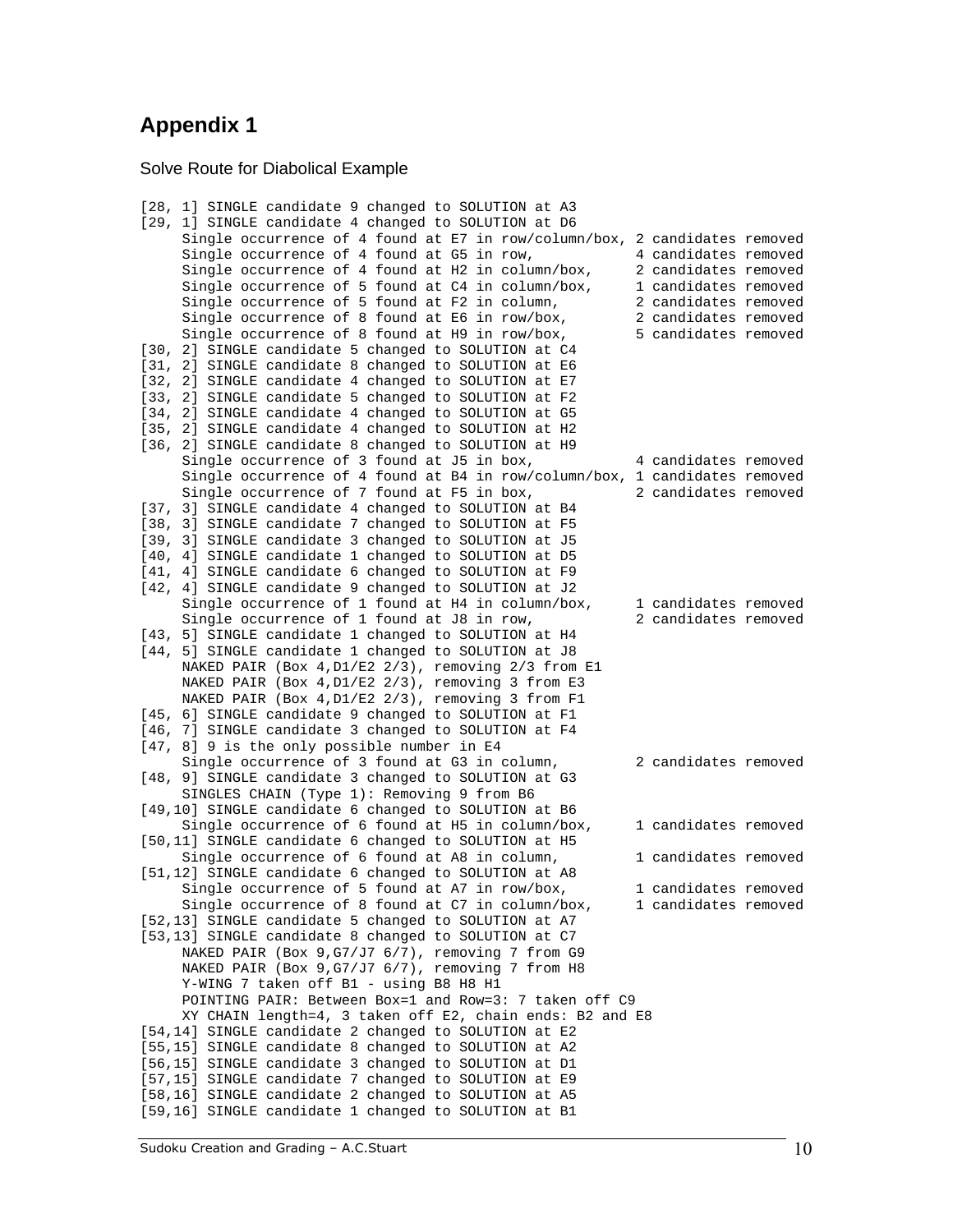# Appendix 1

Solve Route for Diabolical Example

```
[28, 1] SINGLE candidate 9 changed to SOLUTION at A3
[29, 1] SINGLE candidate 4 changed to SOLUTION at D6
     Single occurrence of 4 found at E7 in row/column/box, 2 candidates removed
     Single occurrence of 4 found at G5 in row,            4 candidates removed
     Single occurrence of 4 found at H2 in column/box,     2 candidates removed
     Single occurrence of 5 found at C4 in column/box,     1 candidates removed
     Single occurrence of 5 found at F2 in column,         2 candidates removed
     Single occurrence of 8 found at E6 in row/box,        2 candidates removed
     Single occurrence of 8 found at H9 in row/box,        5 candidates removed
[30, 2] SINGLE candidate 5 changed to SOLUTION at C4
[31, 2] SINGLE candidate 8 changed to SOLUTION at E6
[32, 2] SINGLE candidate 4 changed to SOLUTION at E7
[33, 2] SINGLE candidate 5 changed to SOLUTION at F2
[34, 2] SINGLE candidate 4 changed to SOLUTION at G5
[35, 2] SINGLE candidate 4 changed to SOLUTION at H2
[36, 2] SINGLE candidate 8 changed to SOLUTION at H9
     Single occurrence of 3 found at J5 in box,            4 candidates removed
     Single occurrence of 4 found at B4 in row/column/box, 1 candidates removed
     Single occurrence of 7 found at F5 in box,            2 candidates removed
[37, 3] SINGLE candidate 4 changed to SOLUTION at B4
[38, 3] SINGLE candidate 7 changed to SOLUTION at F5
[39, 3] SINGLE candidate 3 changed to SOLUTION at J5
[40, 4] SINGLE candidate 1 changed to SOLUTION at D5
[41, 4] SINGLE candidate 6 changed to SOLUTION at F9
[42, 4] SINGLE candidate 9 changed to SOLUTION at J2
     Single occurrence of 1 found at H4 in column/box,     1 candidates removed
     Single occurrence of 1 found at J8 in row,            2 candidates removed
[43, 5] SINGLE candidate 1 changed to SOLUTION at H4
[44, 5] SINGLE candidate 1 changed to SOLUTION at J8
     NAKED PAIR (Box 4,D1/E2 2/3), removing 2/3 from E1
     NAKED PAIR (Box 4,D1/E2 2/3), removing 3 from E3
     NAKED PAIR (Box 4,D1/E2 2/3), removing 3 from F1
[45, 6] SINGLE candidate 9 changed to SOLUTION at F1
[46, 7] SINGLE candidate 3 changed to SOLUTION at F4
[47, 8] 9 is the only possible number in E4
     Single occurrence of 3 found at G3 in column,         2 candidates removed
[48, 9] SINGLE candidate 3 changed to SOLUTION at G3
     SINGLES CHAIN (Type 1): Removing 9 from B6
[49,10] SINGLE candidate 6 changed to SOLUTION at B6
     Single occurrence of 6 found at H5 in column/box,     1 candidates removed
[50,11] SINGLE candidate 6 changed to SOLUTION at H5
     Single occurrence of 6 found at A8 in column,         1 candidates removed
[51,12] SINGLE candidate 6 changed to SOLUTION at A8
     Single occurrence of 5 found at A7 in row/box,        1 candidates removed
     Single occurrence of 8 found at C7 in column/box,     1 candidates removed
[52,13] SINGLE candidate 5 changed to SOLUTION at A7
[53,13] SINGLE candidate 8 changed to SOLUTION at C7
     NAKED PAIR (Box 9,G7/J7 6/7), removing 7 from G9
     NAKED PAIR (Box 9,G7/J7 6/7), removing 7 from H8
     Y-WING 7 taken off B1 - using B8 H8 H1
     POINTING PAIR: Between Box=1 and Row=3: 7 taken off C9
     XY CHAIN length=4, 3 taken off E2, chain ends: B2 and E8
[54,14] SINGLE candidate 2 changed to SOLUTION at E2
[55,15] SINGLE candidate 8 changed to SOLUTION at A2
[56,15] SINGLE candidate 3 changed to SOLUTION at D1
[57,15] SINGLE candidate 7 changed to SOLUTION at E9
[58,16] SINGLE candidate 2 changed to SOLUTION at A5
[59,16] SINGLE candidate 1 changed to SOLUTION at B1
```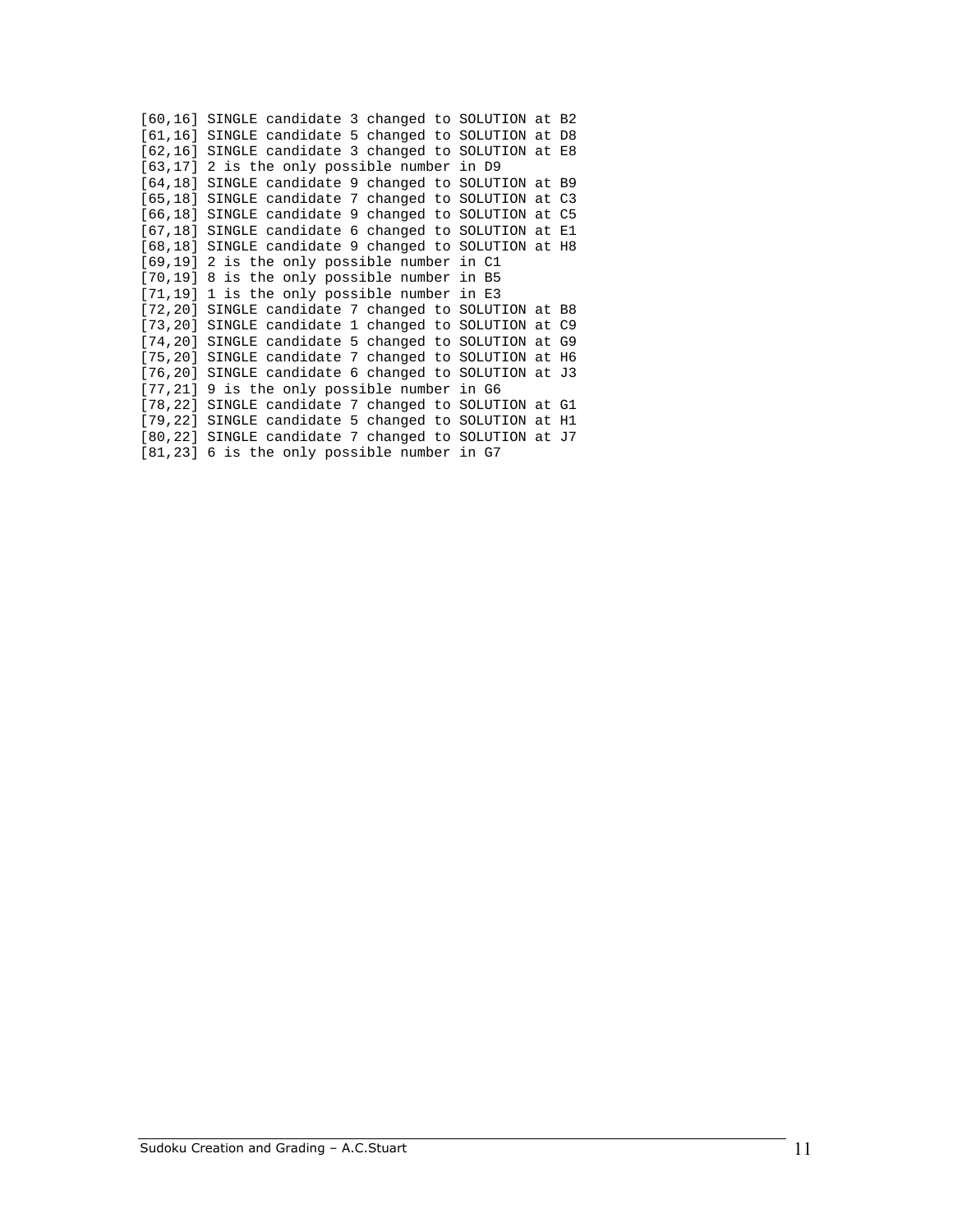```
[60,16] SINGLE candidate 3 changed to SOLUTION at B2
[61,16] SINGLE candidate 5 changed to SOLUTION at D8
[62,16] SINGLE candidate 3 changed to SOLUTION at E8
[63,17] 2 is the only possible number in D9
[64,18] SINGLE candidate 9 changed to SOLUTION at B9
[65,18] SINGLE candidate 7 changed to SOLUTION at C3
[66,18] SINGLE candidate 9 changed to SOLUTION at C5
[67,18] SINGLE candidate 6 changed to SOLUTION at E1
[68,18] SINGLE candidate 9 changed to SOLUTION at H8
[69,19] 2 is the only possible number in C1
[70,19] 8 is the only possible number in B5
[71,19] 1 is the only possible number in E3
[72,20] SINGLE candidate 7 changed to SOLUTION at B8
[73,20] SINGLE candidate 1 changed to SOLUTION at C9
[74,20] SINGLE candidate 5 changed to SOLUTION at G9
[75,20] SINGLE candidate 7 changed to SOLUTION at H6
[76,20] SINGLE candidate 6 changed to SOLUTION at J3
[77,21] 9 is the only possible number in G6
[78,22] SINGLE candidate 7 changed to SOLUTION at G1
[79,22] SINGLE candidate 5 changed to SOLUTION at H1
[80,22] SINGLE candidate 7 changed to SOLUTION at J7
[81,23] 6 is the only possible number in G7
```